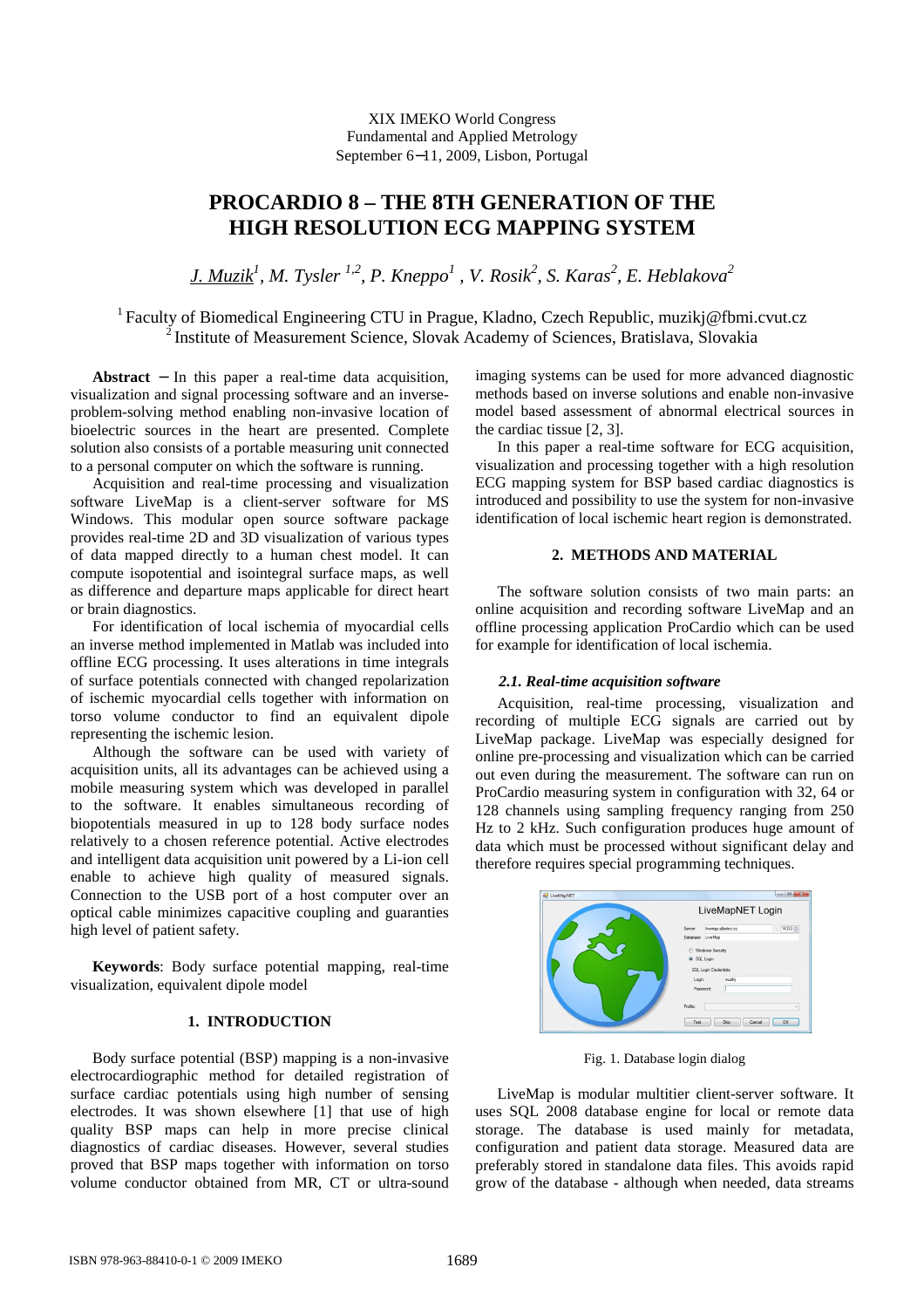XIX IMEKO World Congress
Fundamental and Applied Metrology
September 6−11, 2009, Lisbon, Portugal

# PROCARDIO 8 – THE 8TH GENERATION OF THE HIGH RESOLUTION ECG MAPPING SYSTEM

*J. Muzik[1], M. Tysler [1,2], P. Kneppo[1] , V. Rosik[2], S. Karas[2], E. Heblakova[2]*

[1] Faculty of Biomedical Engineering CTU in Prague, Kladno, Czech Republic, muzikj@fbmi.cvut.cz
[2] Institute of Measurement Science, Slovak Academy of Sciences, Bratislava, Slovakia

**Abstract** − In this paper a real-time data acquisition, visualization and signal processing software and an inverse-problem-solving method enabling non-invasive location of bioelectric sources in the heart are presented. Complete solution also consists of a portable measuring unit connected to a personal computer on which the software is running.

Acquisition and real-time processing and visualization software LiveMap is a client-server software for MS Windows. This modular open source software package provides real-time 2D and 3D visualization of various types of data mapped directly to a human chest model. It can compute isopotential and isointegral surface maps, as well as difference and departure maps applicable for direct heart or brain diagnostics.

For identification of local ischemia of myocardial cells an inverse method implemented in Matlab was included into offline ECG processing. It uses alterations in time integrals of surface potentials connected with changed repolarization of ischemic myocardial cells together with information on torso volume conductor to find an equivalent dipole representing the ischemic lesion.

Although the software can be used with variety of acquisition units, all its advantages can be achieved using a mobile measuring system which was developed in parallel to the software. It enables simultaneous recording of biopotentials measured in up to 128 body surface nodes relatively to a chosen reference potential. Active electrodes and intelligent data acquisition unit powered by a Li-ion cell enable to achieve high quality of measured signals. Connection to the USB port of a host computer over an optical cable minimizes capacitive coupling and guaranties high level of patient safety.

**Keywords**: Body surface potential mapping, real-time visualization, equivalent dipole model

## 1. INTRODUCTION

Body surface potential (BSP) mapping is a non-invasive electrocardiographic method for detailed registration of surface cardiac potentials using high number of sensing electrodes. It was shown elsewhere [1] that use of high quality BSP maps can help in more precise clinical diagnostics of cardiac diseases. However, several studies proved that BSP maps together with information on torso volume conductor obtained from MR, CT or ultra-sound imaging systems can be used for more advanced diagnostic methods based on inverse solutions and enable non-invasive model based assessment of abnormal electrical sources in the cardiac tissue [2, 3].

In this paper a real-time software for ECG acquisition, visualization and processing together with a high resolution ECG mapping system for BSP based cardiac diagnostics is introduced and possibility to use the system for non-invasive identification of local ischemic heart region is demonstrated.

## 2. METHODS AND MATERIAL

The software solution consists of two main parts: an online acquisition and recording software LiveMap and an offline processing application ProCardio which can be used for example for identification of local ischemia.

### *2.1. Real-time acquisition software*

Acquisition, real-time processing, visualization and recording of multiple ECG signals are carried out by LiveMap package. LiveMap was especially designed for online pre-processing and visualization which can be carried out even during the measurement. The software can run on ProCardio measuring system in configuration with 32, 64 or 128 channels using sampling frequency ranging from 250 Hz to 2 kHz. Such configuration produces huge amount of data which must be processed without significant delay and therefore requires special programming techniques.

Fig. 1. Database login dialog

LiveMap is modular multitier client-server software. It uses SQL 2008 database engine for local or remote data storage. The database is used mainly for metadata, configuration and patient data storage. Measured data are preferably stored in standalone data files. This avoids rapid grow of the database - although when needed, data streams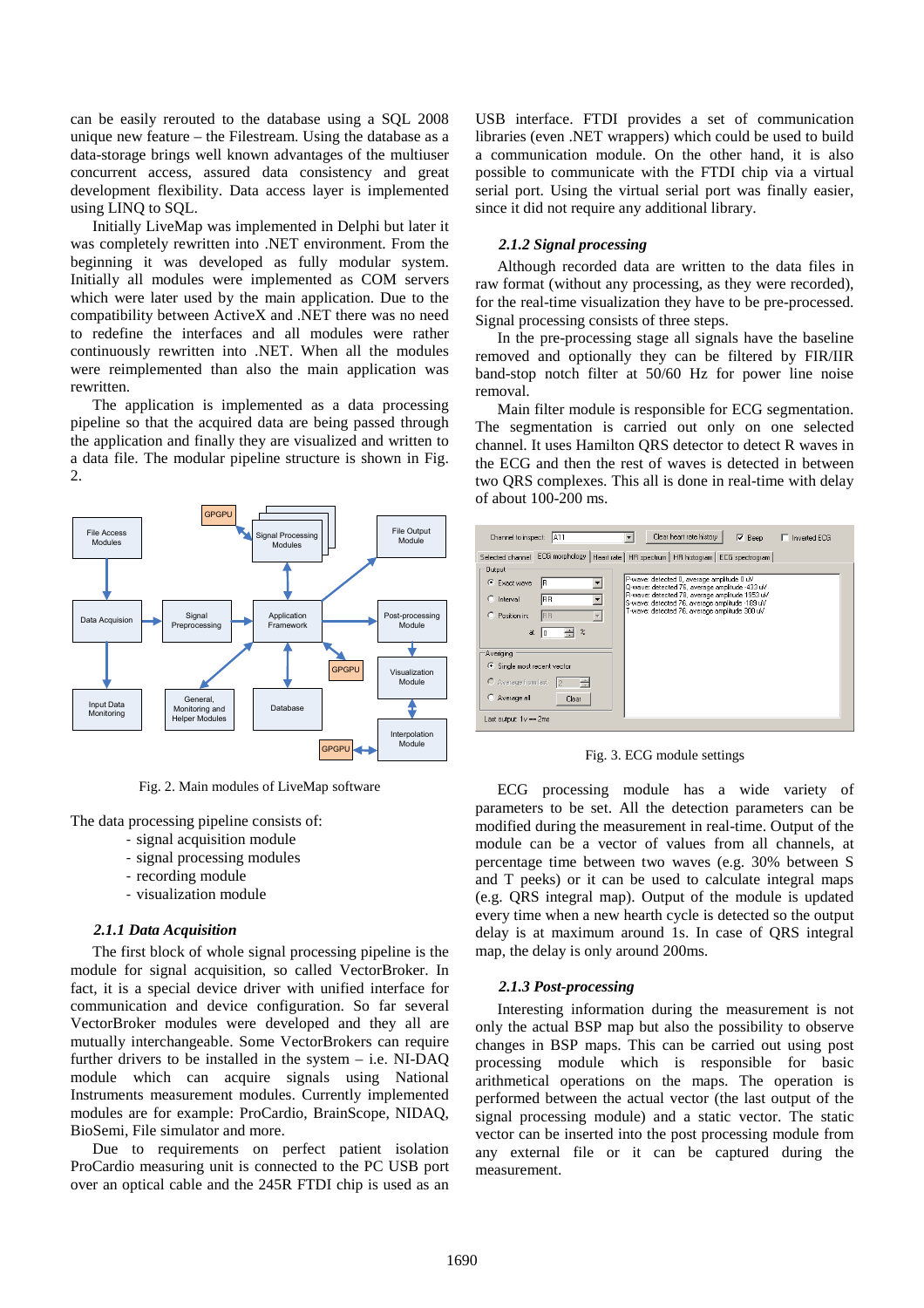can be easily rerouted to the database using a SQL 2008 unique new feature – the Filestream. Using the database as a data-storage brings well known advantages of the multiuser concurrent access, assured data consistency and great development flexibility. Data access layer is implemented using LINQ to SQL.

Initially LiveMap was implemented in Delphi but later it was completely rewritten into .NET environment. From the beginning it was developed as fully modular system. Initially all modules were implemented as COM servers which were later used by the main application. Due to the compatibility between ActiveX and .NET there was no need to redefine the interfaces and all modules were rather continuously rewritten into .NET. When all the modules were reimplemented than also the main application was rewritten.

The application is implemented as a data processing pipeline so that the acquired data are being passed through the application and finally they are visualized and written to a data file. The modular pipeline structure is shown in Fig. 2.

Fig. 2. Main modules of LiveMap software

The data processing pipeline consists of:

- signal acquisition module
- signal processing modules
- recording module
- visualization module

### *2.1.1 Data Acquisition*

The first block of whole signal processing pipeline is the module for signal acquisition, so called VectorBroker. In fact, it is a special device driver with unified interface for communication and device configuration. So far several VectorBroker modules were developed and they all are mutually interchangeable. Some VectorBrokers can require further drivers to be installed in the system – i.e. NI-DAQ module which can acquire signals using National Instruments measurement modules. Currently implemented modules are for example: ProCardio, BrainScope, NIDAQ, BioSemi, File simulator and more.

Due to requirements on perfect patient isolation ProCardio measuring unit is connected to the PC USB port over an optical cable and the 245R FTDI chip is used as an USB interface. FTDI provides a set of communication libraries (even .NET wrappers) which could be used to build a communication module. On the other hand, it is also possible to communicate with the FTDI chip via a virtual serial port. Using the virtual serial port was finally easier, since it did not require any additional library.

### *2.1.2 Signal processing*

Although recorded data are written to the data files in raw format (without any processing, as they were recorded), for the real-time visualization they have to be pre-processed. Signal processing consists of three steps.

In the pre-processing stage all signals have the baseline removed and optionally they can be filtered by FIR/IIR band-stop notch filter at 50/60 Hz for power line noise removal.

Main filter module is responsible for ECG segmentation. The segmentation is carried out only on one selected channel. It uses Hamilton QRS detector to detect R waves in the ECG and then the rest of waves is detected in between two QRS complexes. This all is done in real-time with delay of about 100-200 ms.

Fig. 3. ECG module settings

ECG processing module has a wide variety of parameters to be set. All the detection parameters can be modified during the measurement in real-time. Output of the module can be a vector of values from all channels, at percentage time between two waves (e.g. 30% between S and T peeks) or it can be used to calculate integral maps (e.g. QRS integral map). Output of the module is updated every time when a new hearth cycle is detected so the output delay is at maximum around 1s. In case of QRS integral map, the delay is only around 200ms.

### *2.1.3 Post-processing*

Interesting information during the measurement is not only the actual BSP map but also the possibility to observe changes in BSP maps. This can be carried out using post processing module which is responsible for basic arithmetical operations on the maps. The operation is performed between the actual vector (the last output of the signal processing module) and a static vector. The static vector can be inserted into the post processing module from any external file or it can be captured during the measurement.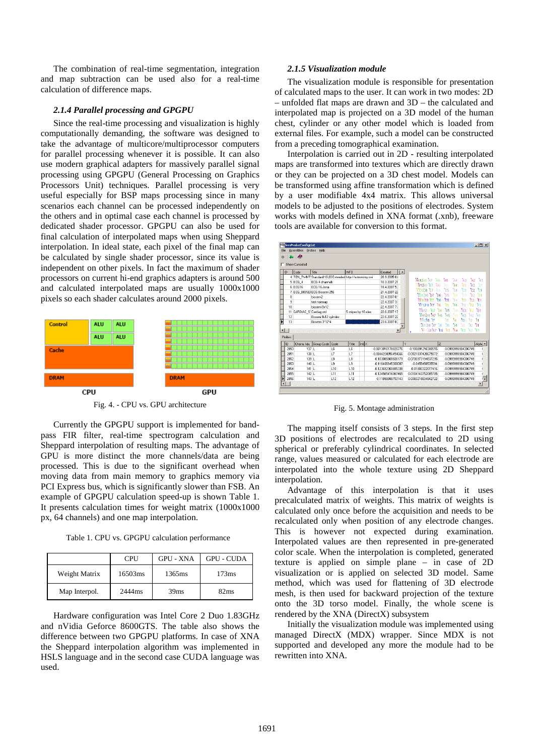The combination of real-time segmentation, integration and map subtraction can be used also for a real-time calculation of difference maps.

### *2.1.4 Parallel processing and GPGPU*

Since the real-time processing and visualization is highly computationally demanding, the software was designed to take the advantage of multicore/multiprocessor computers for parallel processing whenever it is possible. It can also use modern graphical adapters for massively parallel signal processing using GPGPU (General Processing on Graphics Processors Unit) techniques. Parallel processing is very useful especially for BSP maps processing since in many scenarios each channel can be processed independently on the others and in optimal case each channel is processed by dedicated shader processor. GPGPU can also be used for final calculation of interpolated maps when using Sheppard interpolation. In ideal state, each pixel of the final map can be calculated by single shader processor, since its value is independent on other pixels. In fact the maximum of shader processors on current hi-end graphics adapters is around 500 and calculated interpolated maps are usually 1000x1000 pixels so each shader calculates around 2000 pixels.

Fig. 4. - CPU vs. GPU architecture

Currently the GPGPU support is implemented for band-pass FIR filter, real-time spectrogram calculation and Sheppard interpolation of resulting maps. The advantage of GPU is more distinct the more channels/data are being processed. This is due to the significant overhead when moving data from main memory to graphics memory via PCI Express bus, which is significantly slower than FSB. An example of GPGPU calculation speed-up is shown Table 1. It presents calculation times for weight matrix (1000x1000 px, 64 channels) and one map interpolation.

Table 1. CPU vs. GPGPU calculation performance

| | CPU | GPU - XNA | GPU - CUDA |
|---|---|---|---|
| Weight Matrix | 16503ms | 1365ms | 173ms |
| Map Interpol. | 2444ms | 39ms | 82ms |

Hardware configuration was Intel Core 2 Duo 1.83GHz and nVidia Geforce 8600GTS. The table also shows the difference between two GPGPU platforms. In case of XNA the Sheppard interpolation algorithm was implemented in HSLS language and in the second case CUDA language was used.

### *2.1.5 Visualization module*

The visualization module is responsible for presentation of calculated maps to the user. It can work in two modes: 2D – unfolded flat maps are drawn and 3D – the calculated and interpolated map is projected on a 3D model of the human chest, cylinder or any other model which is loaded from external files. For example, such a model can be constructed from a preceding tomographical examination.

Interpolation is carried out in 2D - resulting interpolated maps are transformed into textures which are directly drawn or they can be projected on a 3D chest model. Models can be transformed using affine transformation which is defined by a user modifiable 4x4 matrix. This allows universal models to be adjusted to the positions of electrodes. System works with models defined in XNA format (.xnb), freeware tools are available for conversion to this format.

Fig. 5. Montage administration

The mapping itself consists of 3 steps. In the first step 3D positions of electrodes are recalculated to 2D using spherical or preferably cylindrical coordinates. In selected range, values measured or calculated for each electrode are interpolated into the whole texture using 2D Sheppard interpolation.

Advantage of this interpolation is that it uses precalculated matrix of weights. This matrix of weights is calculated only once before the acquisition and needs to be recalculated only when position of any electrode changes. This is however not expected during examination. Interpolated values are then represented in pre-generated color scale. When the interpolation is completed, generated texture is applied on simple plane – in case of 2D visualization or is applied on selected 3D model. Same method, which was used for flattening of 3D electrode mesh, is then used for backward projection of the texture onto the 3D torso model. Finally, the whole scene is rendered by the XNA (DirectX) subsystem

Initially the visualization module was implemented using managed DirectX (MDX) wrapper. Since MDX is not supported and developed any more the module had to be rewritten into XNA.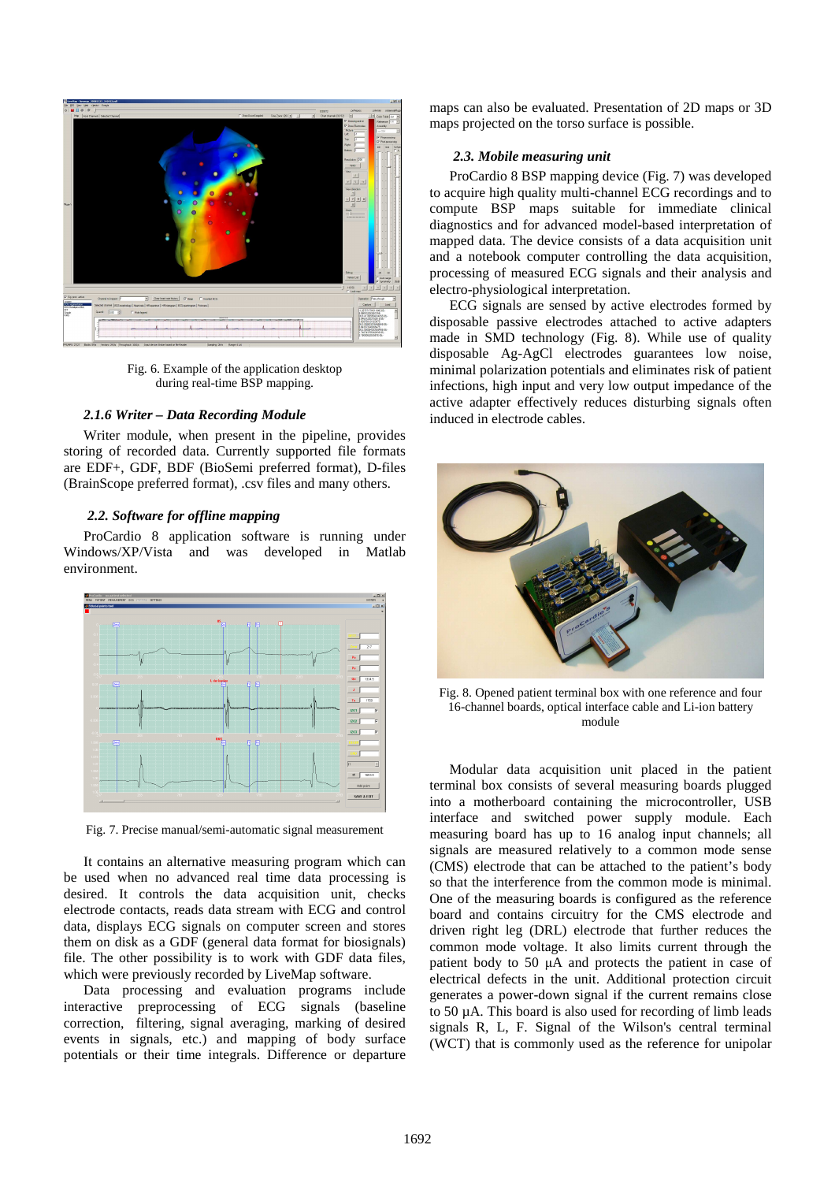Fig. 6. Example of the application desktop during real-time BSP mapping.

### *2.1.6 Writer – Data Recording Module*

Writer module, when present in the pipeline, provides storing of recorded data. Currently supported file formats are EDF+, GDF, BDF (BioSemi preferred format), D-files (BrainScope preferred format), .csv files and many others.

## *2.2. Software for offline mapping*

ProCardio 8 application software is running under Windows/XP/Vista and was developed in Matlab environment.

Fig. 7. Precise manual/semi-automatic signal measurement

It contains an alternative measuring program which can be used when no advanced real time data processing is desired. It controls the data acquisition unit, checks electrode contacts, reads data stream with ECG and control data, displays ECG signals on computer screen and stores them on disk as a GDF (general data format for biosignals) file. The other possibility is to work with GDF data files, which were previously recorded by LiveMap software.

Data processing and evaluation programs include interactive preprocessing of ECG signals (baseline correction, filtering, signal averaging, marking of desired events in signals, etc.) and mapping of body surface potentials or their time integrals. Difference or departure maps can also be evaluated. Presentation of 2D maps or 3D maps projected on the torso surface is possible.

## *2.3. Mobile measuring unit*

ProCardio 8 BSP mapping device (Fig. 7) was developed to acquire high quality multi-channel ECG recordings and to compute BSP maps suitable for immediate clinical diagnostics and for advanced model-based interpretation of mapped data. The device consists of a data acquisition unit and a notebook computer controlling the data acquisition, processing of measured ECG signals and their analysis and electro-physiological interpretation.

ECG signals are sensed by active electrodes formed by disposable passive electrodes attached to active adapters made in SMD technology (Fig. 8). While use of quality disposable Ag-AgCl electrodes guarantees low noise, minimal polarization potentials and eliminates risk of patient infections, high input and very low output impedance of the active adapter effectively reduces disturbing signals often induced in electrode cables.

Fig. 8. Opened patient terminal box with one reference and four 16-channel boards, optical interface cable and Li-ion battery module

Modular data acquisition unit placed in the patient terminal box consists of several measuring boards plugged into a motherboard containing the microcontroller, USB interface and switched power supply module. Each measuring board has up to 16 analog input channels; all signals are measured relatively to a common mode sense (CMS) electrode that can be attached to the patient's body so that the interference from the common mode is minimal. One of the measuring boards is configured as the reference board and contains circuitry for the CMS electrode and driven right leg (DRL) electrode that further reduces the common mode voltage. It also limits current through the patient body to 50 µA and protects the patient in case of electrical defects in the unit. Additional protection circuit generates a power-down signal if the current remains close to 50 µA. This board is also used for recording of limb leads signals R, L, F. Signal of the Wilson's central terminal (WCT) that is commonly used as the reference for unipolar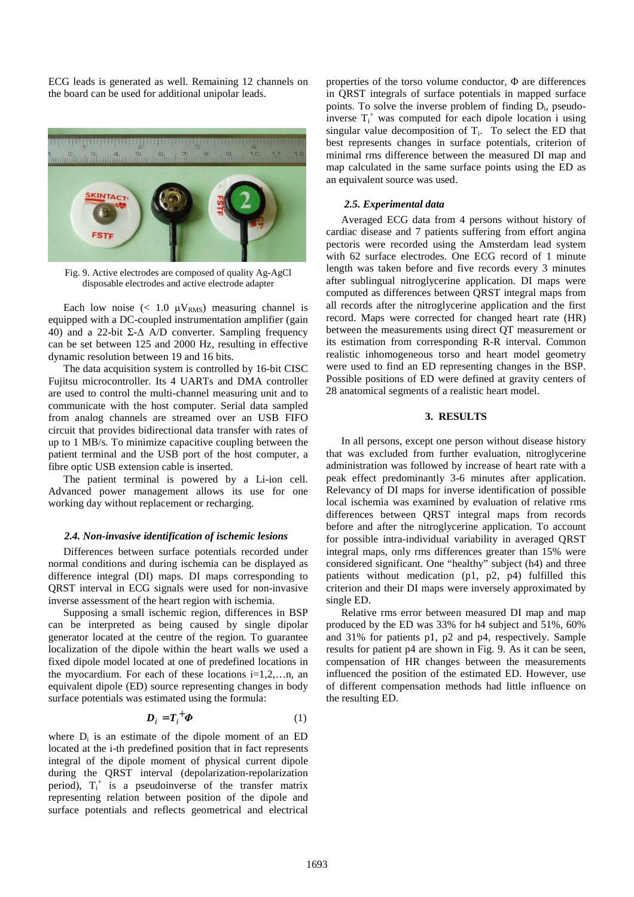ECG leads is generated as well. Remaining 12 channels on the board can be used for additional unipolar leads.

Fig. 9. Active electrodes are composed of quality Ag-AgCl disposable electrodes and active electrode adapter

Each low noise (< 1.0 $\mu V_{RMS}$) measuring channel is equipped with a DC-coupled instrumentation amplifier (gain 40) and a 22-bit Σ-Δ A/D converter. Sampling frequency can be set between 125 and 2000 Hz, resulting in effective dynamic resolution between 19 and 16 bits.

The data acquisition system is controlled by 16-bit CISC Fujitsu microcontroller. Its 4 UARTs and DMA controller are used to control the multi-channel measuring unit and to communicate with the host computer. Serial data sampled from analog channels are streamed over an USB FIFO circuit that provides bidirectional data transfer with rates of up to 1 MB/s. To minimize capacitive coupling between the patient terminal and the USB port of the host computer, a fibre optic USB extension cable is inserted.

The patient terminal is powered by a Li-ion cell. Advanced power management allows its use for one working day without replacement or recharging.

### *2.4. Non-invasive identification of ischemic lesions*

Differences between surface potentials recorded under normal conditions and during ischemia can be displayed as difference integral (DI) maps. DI maps corresponding to QRST interval in ECG signals were used for non-invasive inverse assessment of the heart region with ischemia.

Supposing a small ischemic region, differences in BSP can be interpreted as being caused by single dipolar generator located at the centre of the region. To guarantee localization of the dipole within the heart walls we used a fixed dipole model located at one of predefined locations in the myocardium. For each of these locations i=1,2,…n, an equivalent dipole (ED) source representing changes in body surface potentials was estimated using the formula:

$$D_i = T_i^+ \Phi \qquad (1)$$

where $D_i$ is an estimate of the dipole moment of an ED located at the i-th predefined position that in fact represents integral of the dipole moment of physical current dipole during the QRST interval (depolarization-repolarization period), $T_i^+$ is a pseudoinverse of the transfer matrix representing relation between position of the dipole and surface potentials and reflects geometrical and electrical properties of the torso volume conductor, Φ are differences in QRST integrals of surface potentials in mapped surface points. To solve the inverse problem of finding $D_i$, pseudo-inverse $T_i^+$ was computed for each dipole location i using singular value decomposition of $T_i$. To select the ED that best represents changes in surface potentials, criterion of minimal rms difference between the measured DI map and map calculated in the same surface points using the ED as an equivalent source was used.

### *2.5. Experimental data*

Averaged ECG data from 4 persons without history of cardiac disease and 7 patients suffering from effort angina pectoris were recorded using the Amsterdam lead system with 62 surface electrodes. One ECG record of 1 minute length was taken before and five records every 3 minutes after sublingual nitroglycerine application. DI maps were computed as differences between QRST integral maps from all records after the nitroglycerine application and the first record. Maps were corrected for changed heart rate (HR) between the measurements using direct QT measurement or its estimation from corresponding R-R interval. Common realistic inhomogeneous torso and heart model geometry were used to find an ED representing changes in the BSP. Possible positions of ED were defined at gravity centers of 28 anatomical segments of a realistic heart model.

## 3. RESULTS

In all persons, except one person without disease history that was excluded from further evaluation, nitroglycerine administration was followed by increase of heart rate with a peak effect predominantly 3-6 minutes after application. Relevancy of DI maps for inverse identification of possible local ischemia was examined by evaluation of relative rms differences between QRST integral maps from records before and after the nitroglycerine application. To account for possible intra-individual variability in averaged QRST integral maps, only rms differences greater than 15% were considered significant. One "healthy" subject (h4) and three patients without medication (p1, p2, p4) fulfilled this criterion and their DI maps were inversely approximated by single ED.

Relative rms error between measured DI map and map produced by the ED was 33% for h4 subject and 51%, 60% and 31% for patients p1, p2 and p4, respectively. Sample results for patient p4 are shown in Fig. 9. As it can be seen, compensation of HR changes between the measurements influenced the position of the estimated ED. However, use of different compensation methods had little influence on the resulting ED.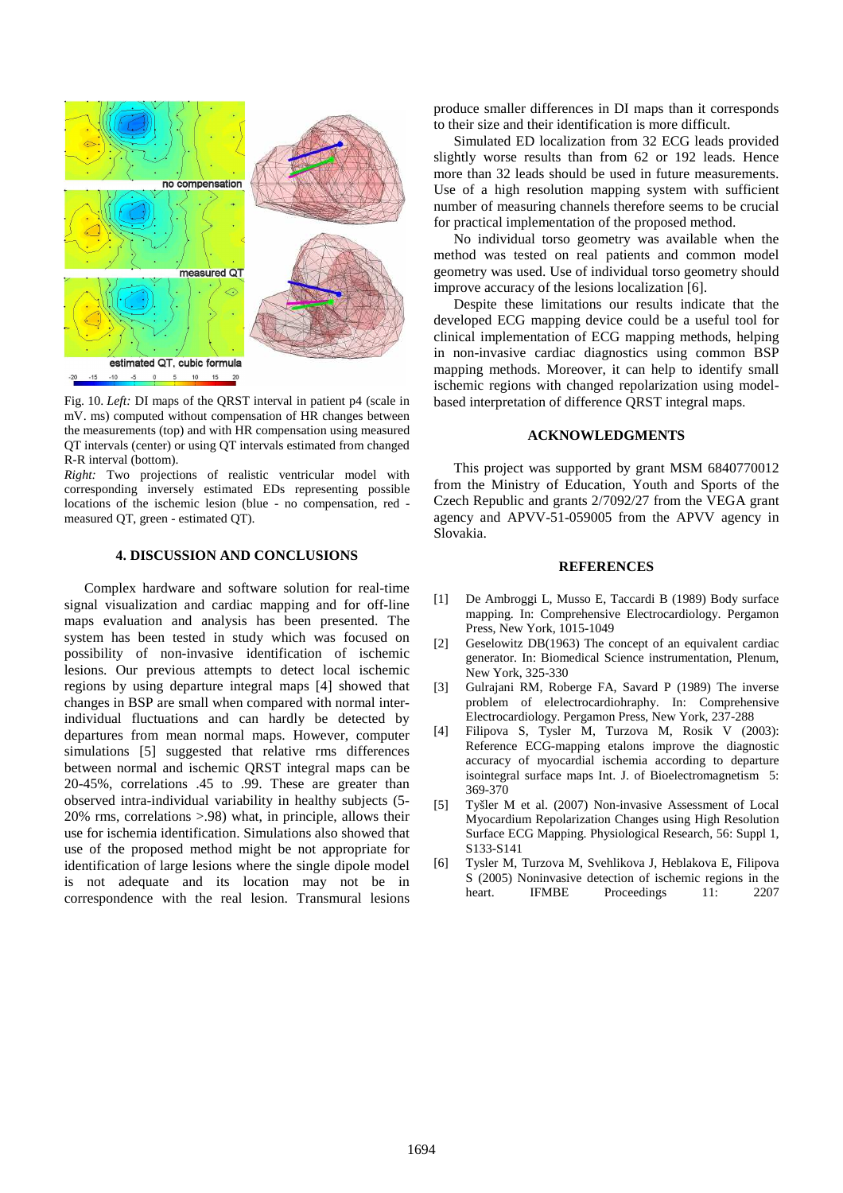no compensation

measured QT

estimated QT, cubic formula

-20 -15 -10 -5 0 5 10 15 20

Fig. 10. *Left:* DI maps of the QRST interval in patient p4 (scale in mV. ms) computed without compensation of HR changes between the measurements (top) and with HR compensation using measured QT intervals (center) or using QT intervals estimated from changed R-R interval (bottom).
*Right:* Two projections of realistic ventricular model with corresponding inversely estimated EDs representing possible locations of the ischemic lesion (blue - no compensation, red - measured QT, green - estimated QT).

## 4. DISCUSSION AND CONCLUSIONS

Complex hardware and software solution for real-time signal visualization and cardiac mapping and for off-line maps evaluation and analysis has been presented. The system has been tested in study which was focused on possibility of non-invasive identification of ischemic lesions. Our previous attempts to detect local ischemic regions by using departure integral maps [4] showed that changes in BSP are small when compared with normal inter-individual fluctuations and can hardly be detected by departures from mean normal maps. However, computer simulations [5] suggested that relative rms differences between normal and ischemic QRST integral maps can be 20-45%, correlations .45 to .99. These are greater than observed intra-individual variability in healthy subjects (5-20% rms, correlations >.98) what, in principle, allows their use for ischemia identification. Simulations also showed that use of the proposed method might be not appropriate for identification of large lesions where the single dipole model is not adequate and its location may not be in correspondence with the real lesion. Transmural lesions produce smaller differences in DI maps than it corresponds to their size and their identification is more difficult.

Simulated ED localization from 32 ECG leads provided slightly worse results than from 62 or 192 leads. Hence more than 32 leads should be used in future measurements. Use of a high resolution mapping system with sufficient number of measuring channels therefore seems to be crucial for practical implementation of the proposed method.

No individual torso geometry was available when the method was tested on real patients and common model geometry was used. Use of individual torso geometry should improve accuracy of the lesions localization [6].

Despite these limitations our results indicate that the developed ECG mapping device could be a useful tool for clinical implementation of ECG mapping methods, helping in non-invasive cardiac diagnostics using common BSP mapping methods. Moreover, it can help to identify small ischemic regions with changed repolarization using model-based interpretation of difference QRST integral maps.

## ACKNOWLEDGMENTS

This project was supported by grant MSM 6840770012 from the Ministry of Education, Youth and Sports of the Czech Republic and grants 2/7092/27 from the VEGA grant agency and APVV-51-059005 from the APVV agency in Slovakia.

## REFERENCES

[1] De Ambroggi L, Musso E, Taccardi B (1989) Body surface mapping. In: Comprehensive Electrocardiology. Pergamon Press, New York, 1015-1049

[2] Geselowitz DB(1963) The concept of an equivalent cardiac generator. In: Biomedical Science instrumentation, Plenum, New York, 325-330

[3] Gulrajani RM, Roberge FA, Savard P (1989) The inverse problem of elelectrocardiohraphy. In: Comprehensive Electrocardiology. Pergamon Press, New York, 237-288

[4] Filipova S, Tysler M, Turzova M, Rosik V (2003): Reference ECG-mapping etalons improve the diagnostic accuracy of myocardial ischemia according to departure isointegral surface maps Int. J. of Bioelectromagnetism 5: 369-370

[5] Tyšler M et al. (2007) Non-invasive Assessment of Local Myocardium Repolarization Changes using High Resolution Surface ECG Mapping. Physiological Research, 56: Suppl 1, S133-S141

[6] Tysler M, Turzova M, Svehlikova J, Heblakova E, Filipova S (2005) Noninvasive detection of ischemic regions in the heart. IFMBE Proceedings 11: 2207